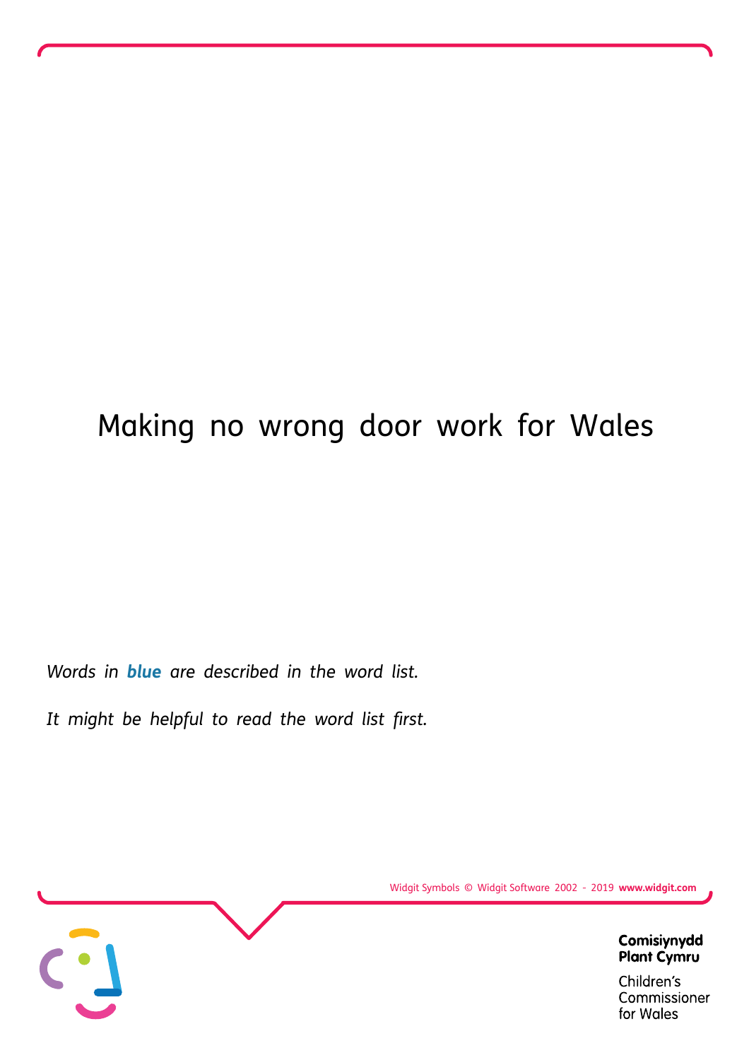# Making no wrong door work for Wales

*Words in **blue** are described in the word list.*

*It might be helpful to read the word list first.*

Widgit Symbols © Widgit Software 2002 - 2019 **www.widgit.com**

**Comisiynydd Plant Cymru**

Children's Commissioner for Wales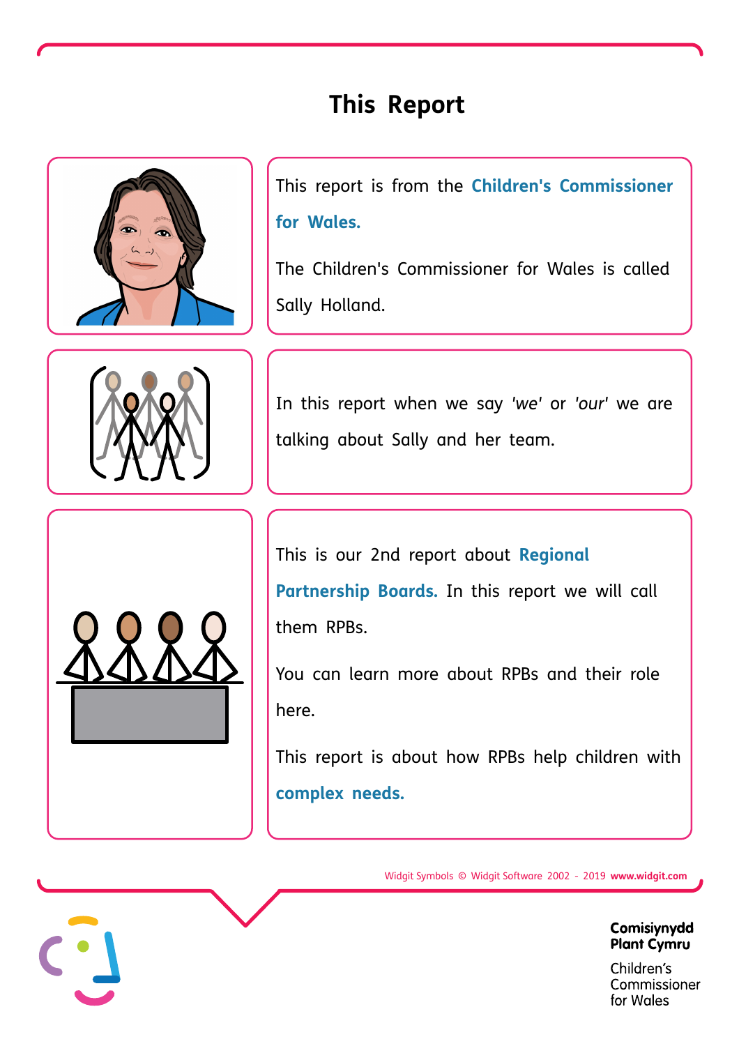# This Report

This report is from the **Children's Commissioner for Wales.**

The Children's Commissioner for Wales is called Sally Holland.

In this report when we say *'we'* or *'our'* we are talking about Sally and her team.

This is our 2nd report about **Regional Partnership Boards.** In this report we will call them RPBs.

You can learn more about RPBs and their role here.

This report is about how RPBs help children with **complex needs.**

Widgit Symbols © Widgit Software 2002 - 2019 **www.widgit.com**

**Comisiynydd Plant Cymru**

Children's Commissioner for Wales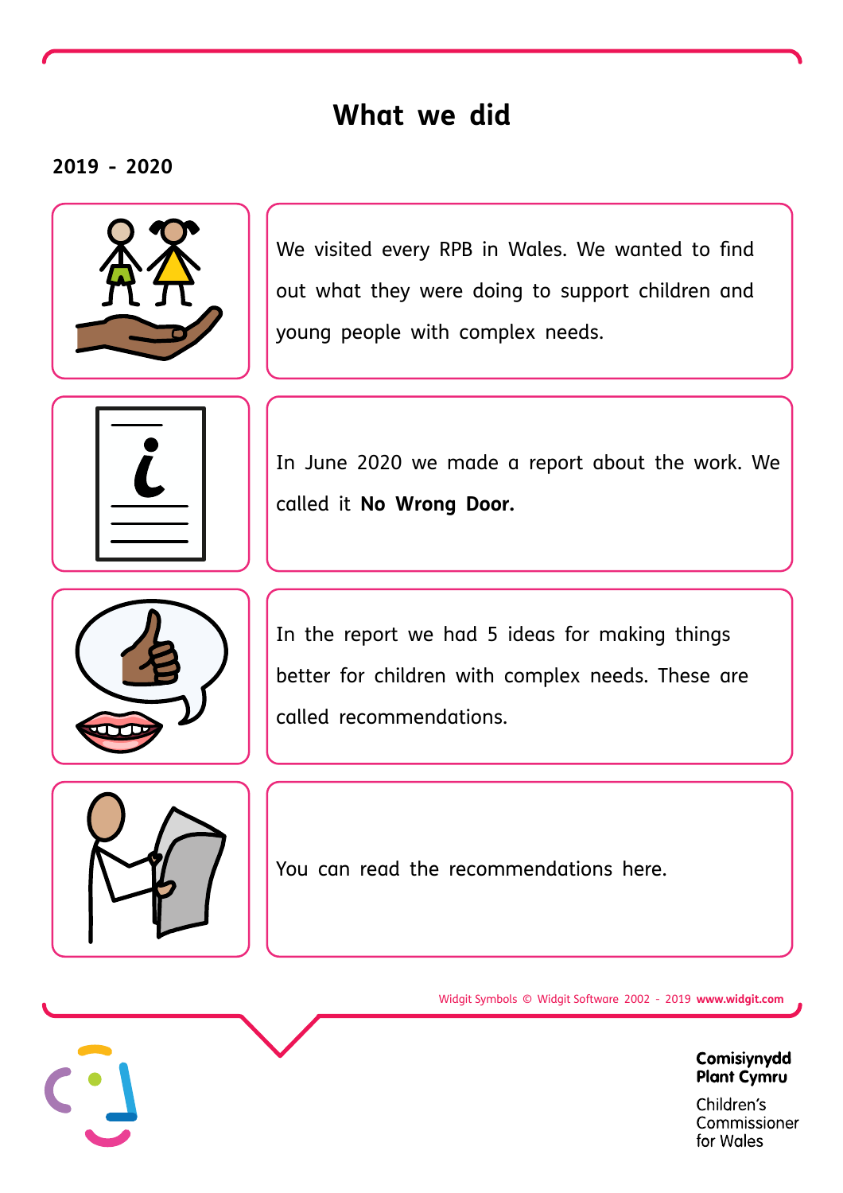# What we did

**2019 - 2020**

We visited every RPB in Wales. We wanted to find out what they were doing to support children and young people with complex needs.

In June 2020 we made a report about the work. We called it **No Wrong Door.**

In the report we had 5 ideas for making things better for children with complex needs. These are called recommendations.

You can read the recommendations here.

Widgit Symbols © Widgit Software 2002 - 2019 **www.widgit.com**

**Comisiynydd Plant Cymru**

Children's Commissioner for Wales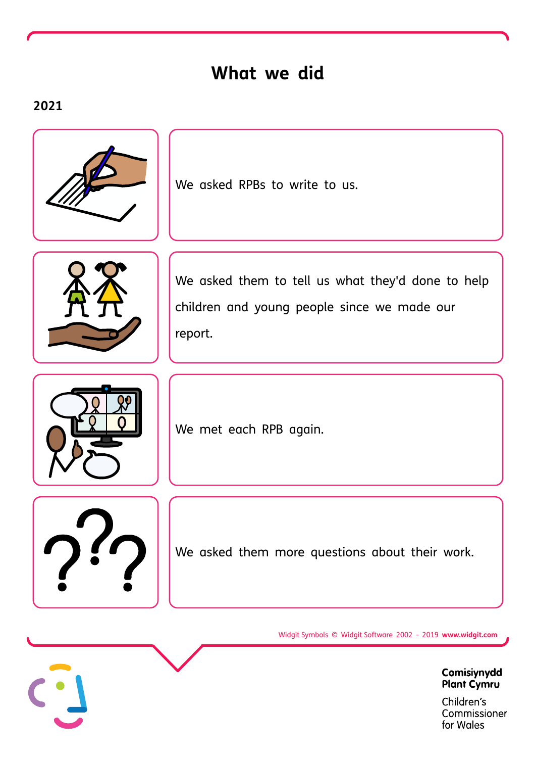# What we did

**2021**

We asked RPBs to write to us.

We asked them to tell us what they'd done to help children and young people since we made our report.

We met each RPB again.

We asked them more questions about their work.

Widgit Symbols © Widgit Software 2002 - 2019 **www.widgit.com**

**Comisiynydd Plant Cymru**

Children's Commissioner for Wales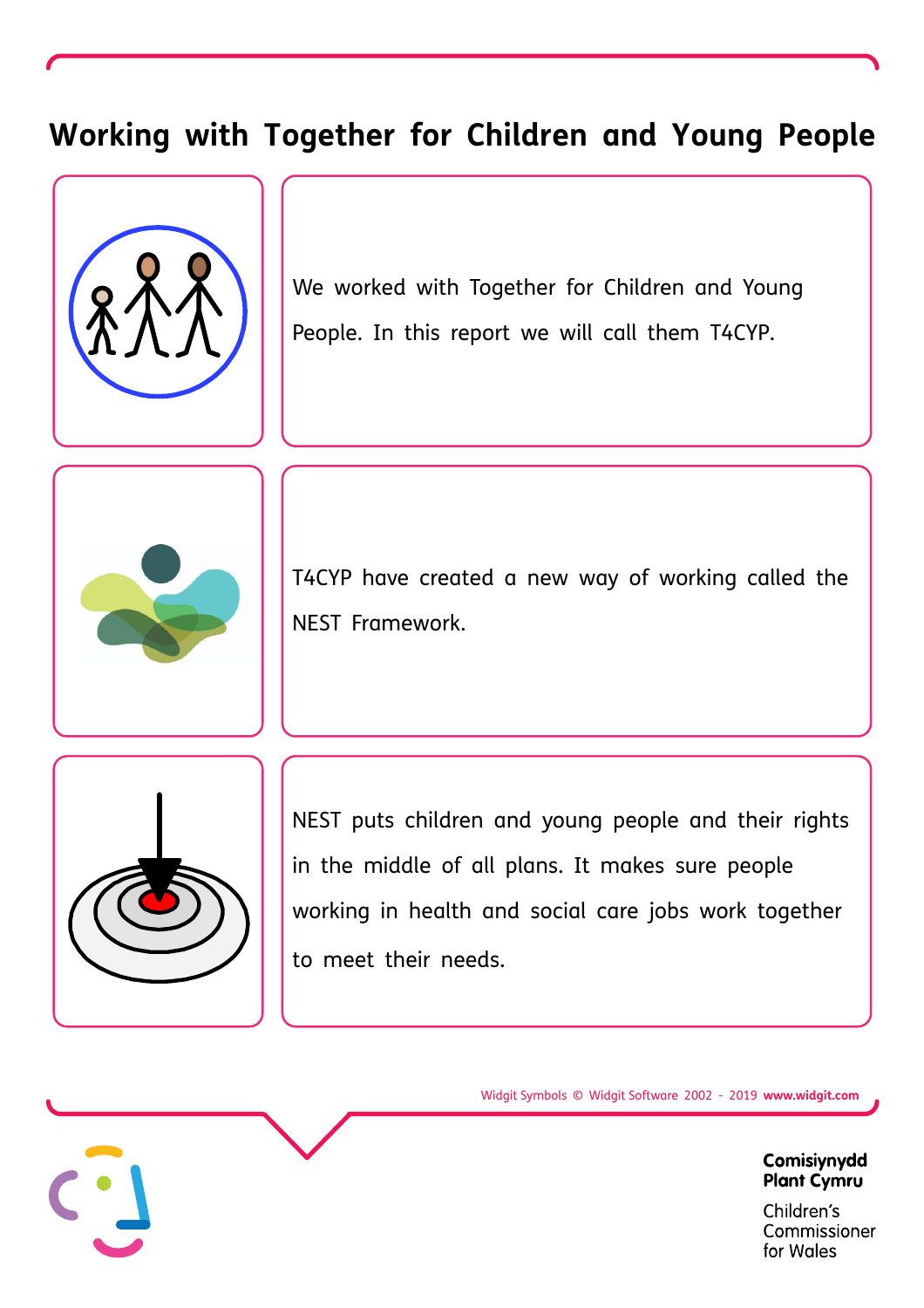# Working with Together for Children and Young People

We worked with Together for Children and Young People. In this report we will call them T4CYP.

T4CYP have created a new way of working called the NEST Framework.

NEST puts children and young people and their rights in the middle of all plans. It makes sure people working in health and social care jobs work together to meet their needs.

Widgit Symbols © Widgit Software 2002 - 2019 **www.widgit.com**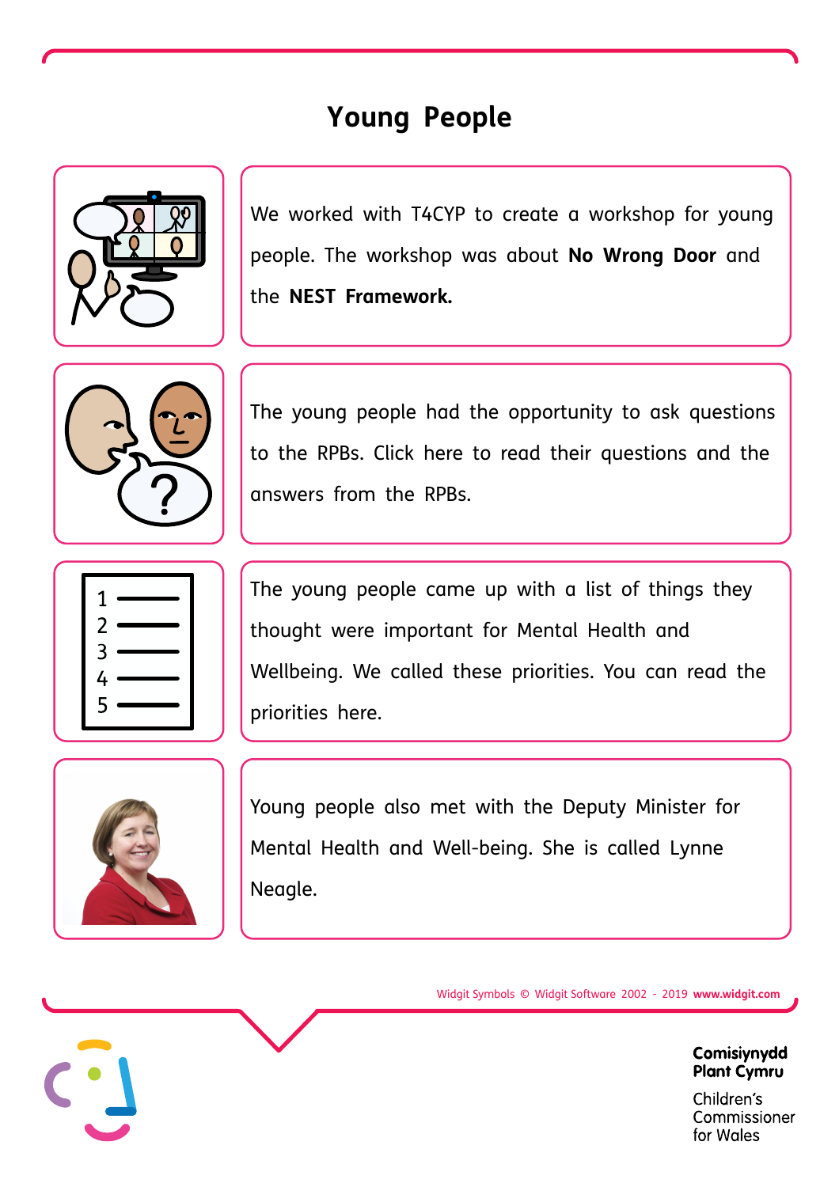# Young People

We worked with T4CYP to create a workshop for young people. The workshop was about **No Wrong Door** and the **NEST Framework.**

The young people had the opportunity to ask questions to the RPBs. Click here to read their questions and the answers from the RPBs.

The young people came up with a list of things they thought were important for Mental Health and Wellbeing. We called these priorities. You can read the priorities here.

Young people also met with the Deputy Minister for Mental Health and Well-being. She is called Lynne Neagle.

Widgit Symbols © Widgit Software 2002 - 2019 **www.widgit.com**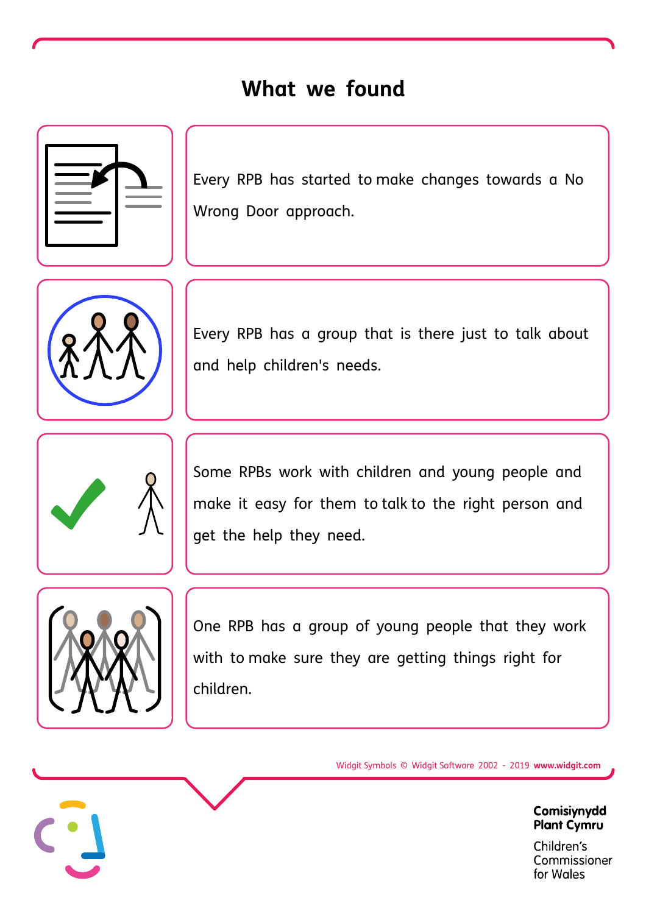# What we found

Every RPB has started to make changes towards a No Wrong Door approach.

Every RPB has a group that is there just to talk about and help children's needs.

Some RPBs work with children and young people and make it easy for them to talk to the right person and get the help they need.

One RPB has a group of young people that they work with to make sure they are getting things right for children.

Widgit Symbols © Widgit Software 2002 - 2019 **www.widgit.com**

**Comisiynydd Plant Cymru**

Children's Commissioner for Wales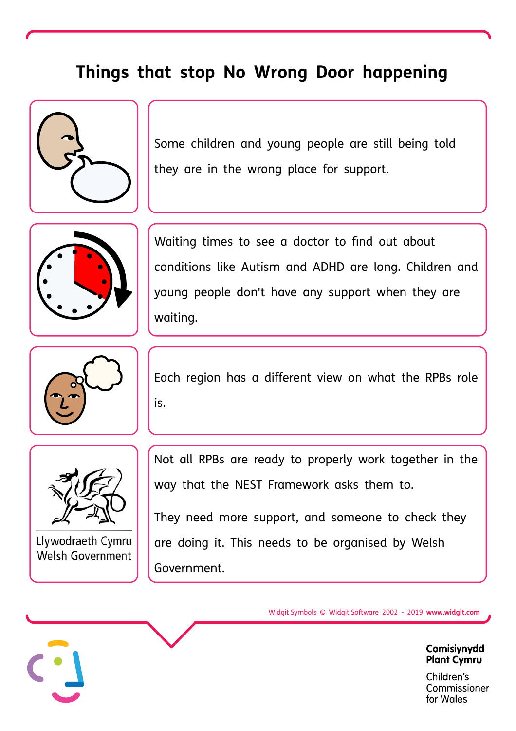# Things that stop No Wrong Door happening

Some children and young people are still being told they are in the wrong place for support.

Waiting times to see a doctor to find out about conditions like Autism and ADHD are long. Children and young people don't have any support when they are waiting.

Each region has a different view on what the RPBs role is.

Llywodraeth Cymru
Welsh Government

Not all RPBs are ready to properly work together in the way that the NEST Framework asks them to.

They need more support, and someone to check they are doing it. This needs to be organised by Welsh Government.

Widgit Symbols © Widgit Software 2002 - 2019 **www.widgit.com**

**Comisiynydd Plant Cymru**
Children's Commissioner for Wales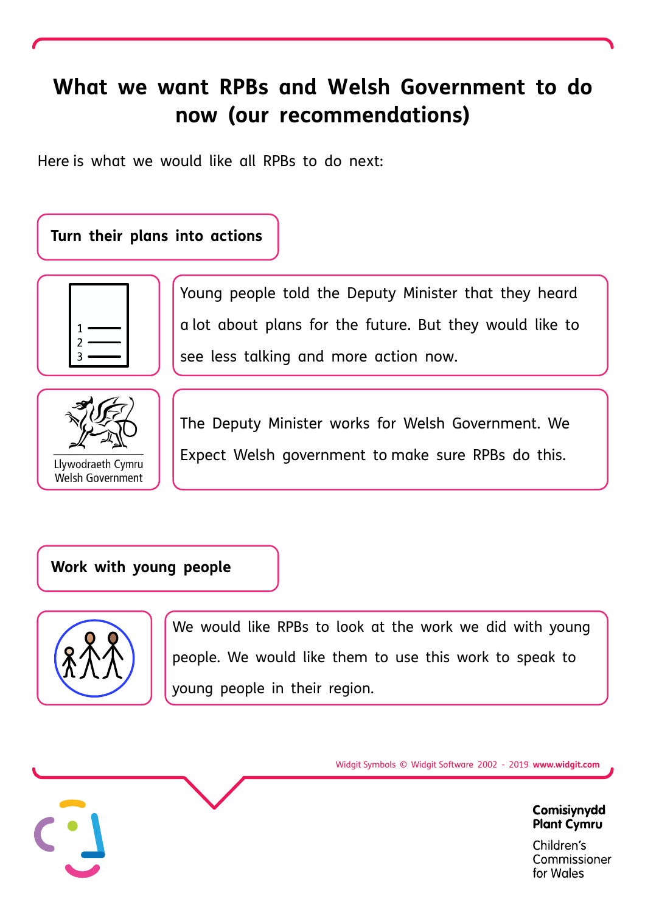# What we want RPBs and Welsh Government to do now (our recommendations)

Here is what we would like all RPBs to do next:

## Turn their plans into actions

Young people told the Deputy Minister that they heard a lot about plans for the future. But they would like to see less talking and more action now.

Llywodraeth Cymru
Welsh Government

The Deputy Minister works for Welsh Government. We Expect Welsh government to make sure RPBs do this.

## Work with young people

We would like RPBs to look at the work we did with young people. We would like them to use this work to speak to young people in their region.

Widgit Symbols © Widgit Software 2002 - 2019 **www.widgit.com**

**Comisiynydd Plant Cymru**

Children's Commissioner for Wales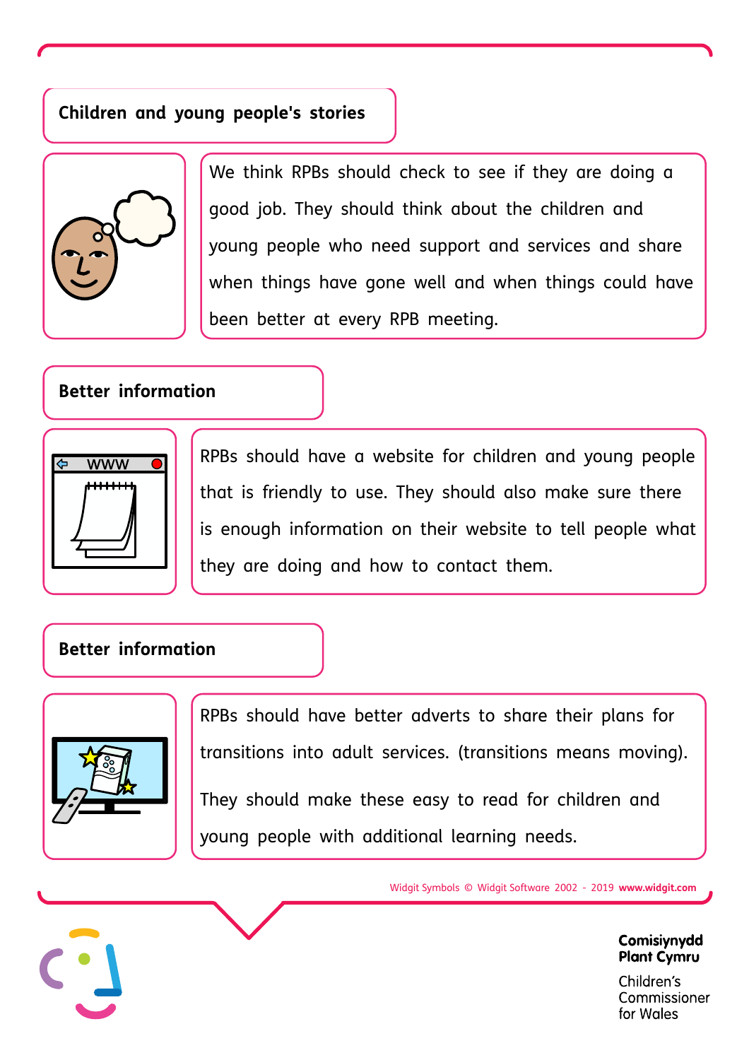## Children and young people's stories

We think RPBs should check to see if they are doing a good job. They should think about the children and young people who need support and services and share when things have gone well and when things could have been better at every RPB meeting.

## Better information

RPBs should have a website for children and young people that is friendly to use. They should also make sure there is enough information on their website to tell people what they are doing and how to contact them.

## Better information

RPBs should have better adverts to share their plans for transitions into adult services. (transitions means moving).

They should make these easy to read for children and young people with additional learning needs.

Widgit Symbols © Widgit Software 2002 - 2019 **www.widgit.com**

**Comisiynydd Plant Cymru**

Children's Commissioner for Wales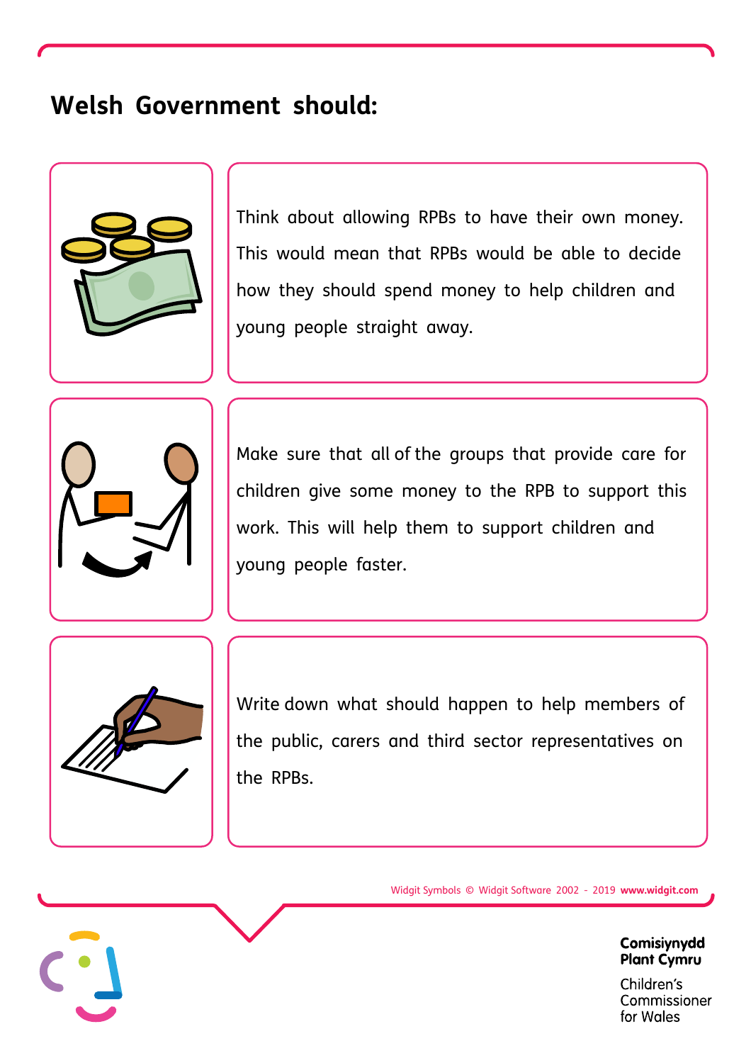## Welsh Government should:

Think about allowing RPBs to have their own money. This would mean that RPBs would be able to decide how they should spend money to help children and young people straight away.

Make sure that all of the groups that provide care for children give some money to the RPB to support this work. This will help them to support children and young people faster.

Write down what should happen to help members of the public, carers and third sector representatives on the RPBs.

Widgit Symbols © Widgit Software 2002 - 2019 **www.widgit.com**

**Comisiynydd Plant Cymru**

Children's Commissioner for Wales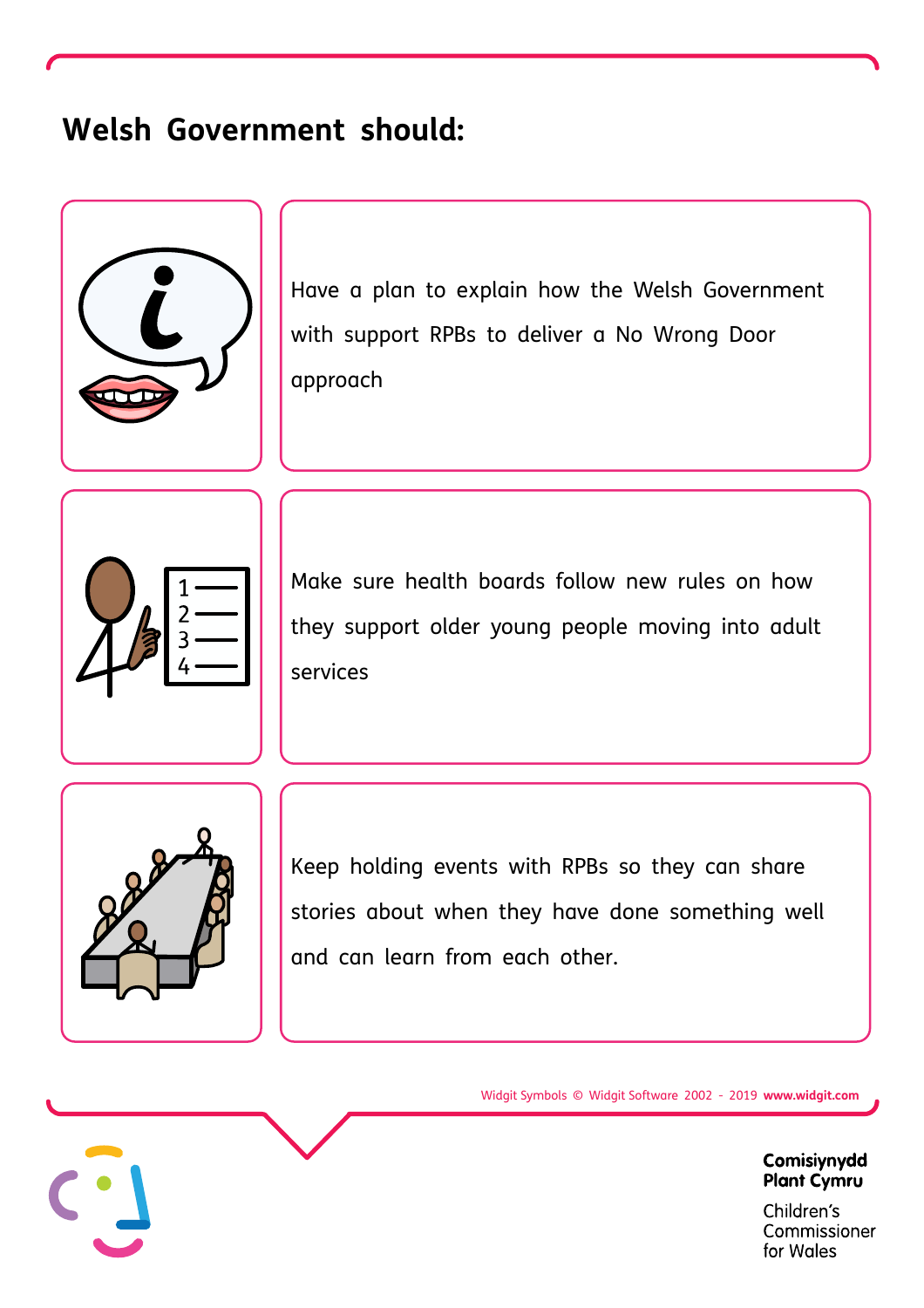## Welsh Government should:

- Have a plan to explain how the Welsh Government with support RPBs to deliver a No Wrong Door approach
- Make sure health boards follow new rules on how they support older young people moving into adult services
- Keep holding events with RPBs so they can share stories about when they have done something well and can learn from each other.

Widgit Symbols © Widgit Software 2002 - 2019 **www.widgit.com**

**Comisiynydd Plant Cymru**

Children's Commissioner for Wales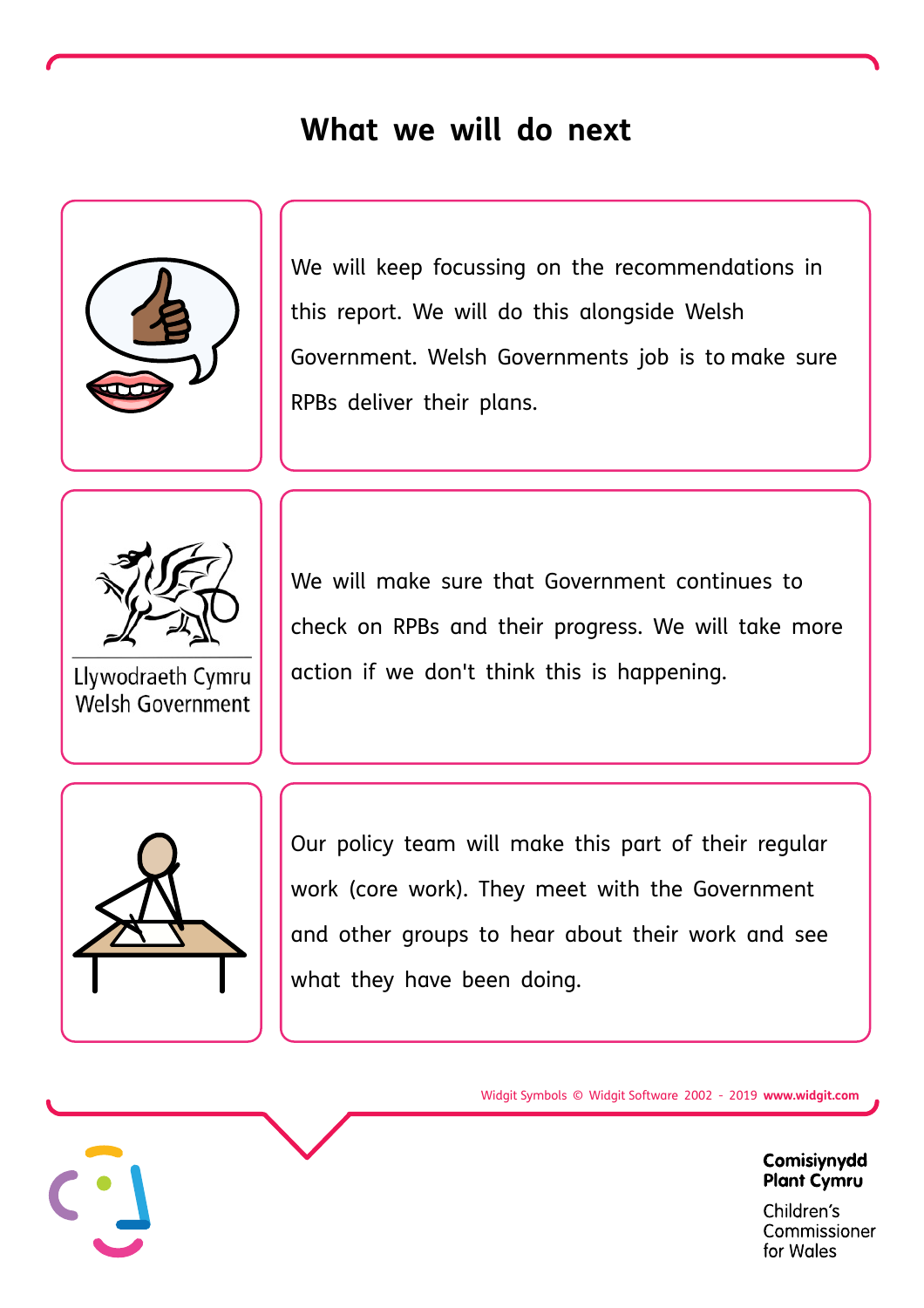# What we will do next

We will keep focussing on the recommendations in this report. We will do this alongside Welsh Government. Welsh Governments job is to make sure RPBs deliver their plans.

Llywodraeth Cymru
Welsh Government

We will make sure that Government continues to check on RPBs and their progress. We will take more action if we don't think this is happening.

Our policy team will make this part of their regular work (core work). They meet with the Government and other groups to hear about their work and see what they have been doing.

Widgit Symbols © Widgit Software 2002 - 2019 **www.widgit.com**

**Comisiynydd Plant Cymru**

Children's Commissioner for Wales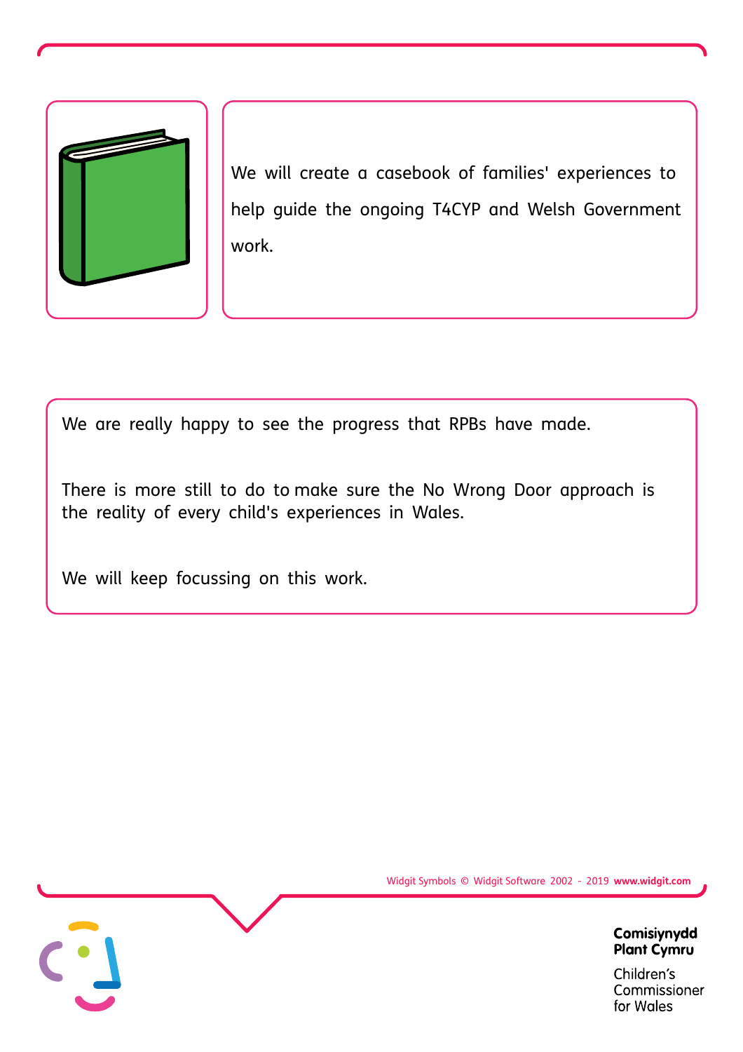We will create a casebook of families' experiences to help guide the ongoing T4CYP and Welsh Government work.

We are really happy to see the progress that RPBs have made.

There is more still to do to make sure the No Wrong Door approach is the reality of every child's experiences in Wales.

We will keep focussing on this work.

Widgit Symbols © Widgit Software 2002 - 2019 **www.widgit.com**

**Comisiynydd Plant Cymru**

Children's Commissioner for Wales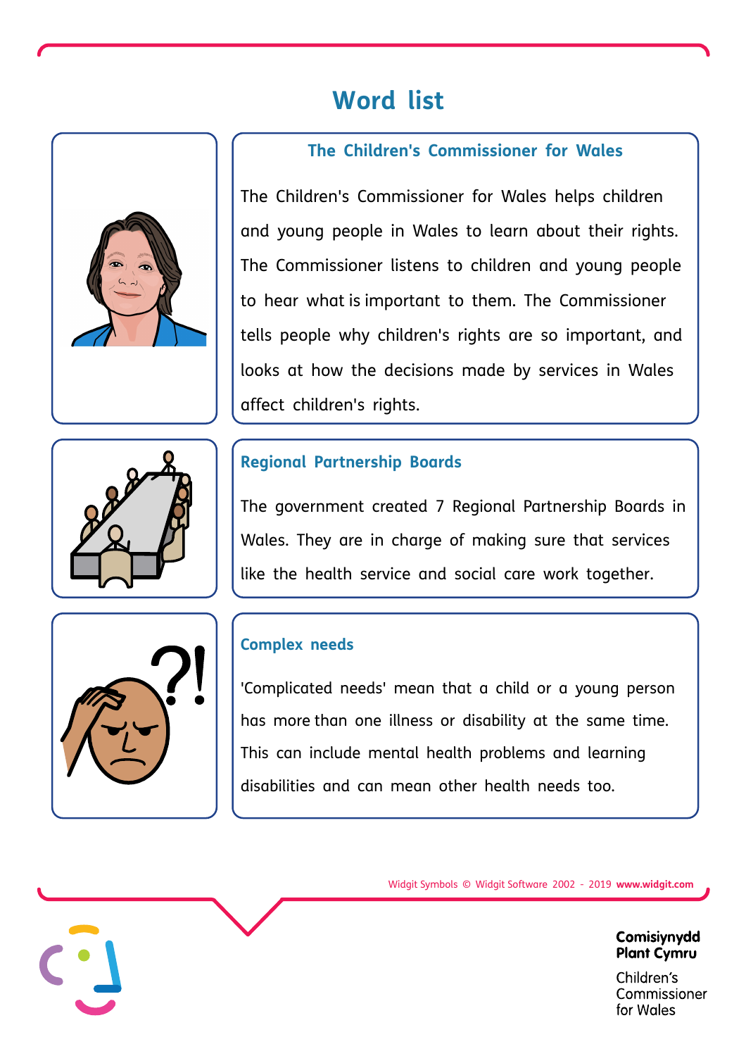# Word list

### The Children's Commissioner for Wales

The Children's Commissioner for Wales helps children and young people in Wales to learn about their rights. The Commissioner listens to children and young people to hear what is important to them. The Commissioner tells people why children's rights are so important, and looks at how the decisions made by services in Wales affect children's rights.

### Regional Partnership Boards

The government created 7 Regional Partnership Boards in Wales. They are in charge of making sure that services like the health service and social care work together.

### Complex needs

'Complicated needs' mean that a child or a young person has more than one illness or disability at the same time. This can include mental health problems and learning disabilities and can mean other health needs too.

Widgit Symbols © Widgit Software 2002 - 2019 **www.widgit.com**

**Comisiynydd Plant Cymru**

Children's Commissioner for Wales